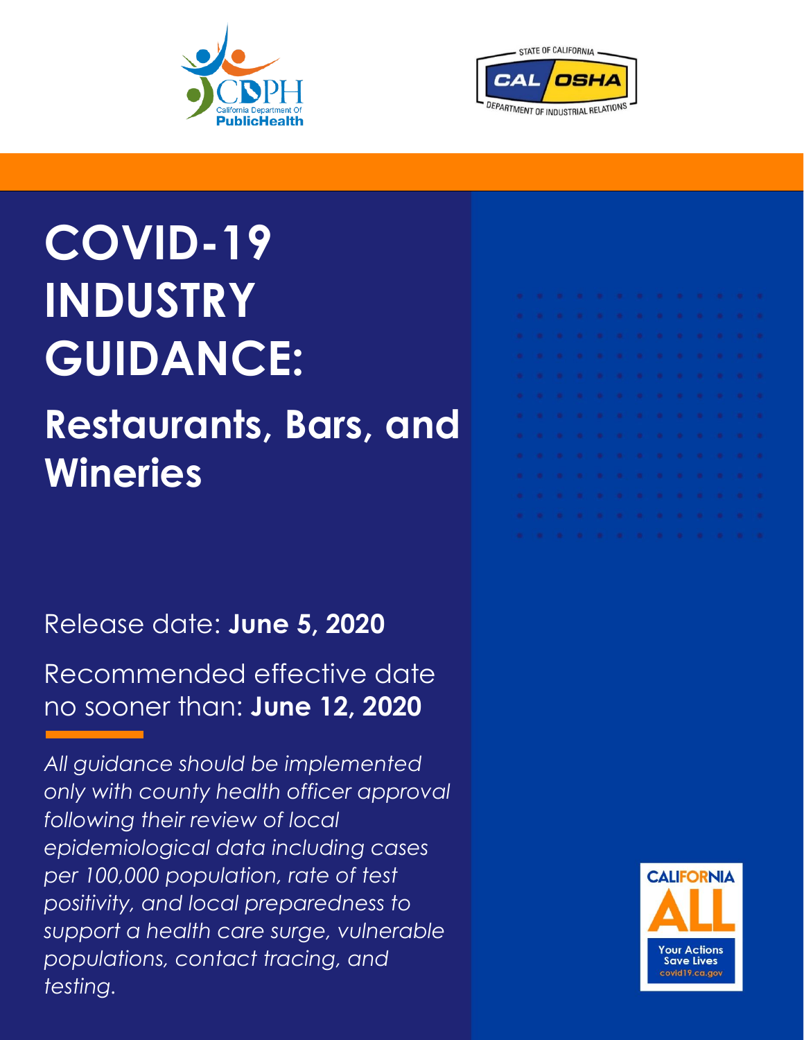# COVID-19 INDUSTRY GUIDANCE:

## Restaurants, Bars, and Wineries

Release date: **June 5, 2020**

Recommended effective date no sooner than: **June 12, 2020**

*All guidance should be implemented only with county health officer approval following their review of local epidemiological data including cases per 100,000 population, rate of test positivity, and local preparedness to support a health care surge, vulnerable populations, contact tracing, and testing.*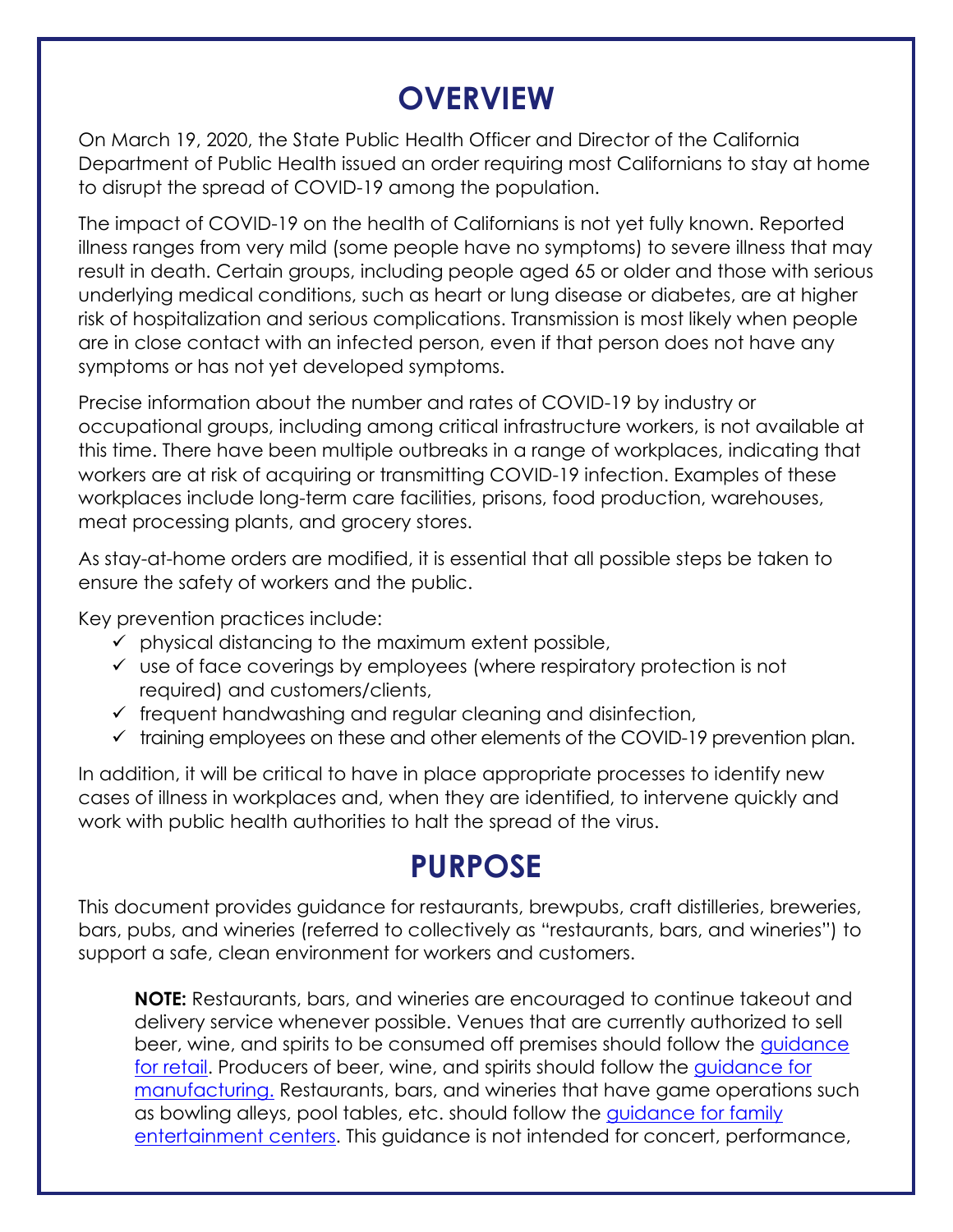# OVERVIEW

On March 19, 2020, the State Public Health Officer and Director of the California Department of Public Health issued an order requiring most Californians to stay at home to disrupt the spread of COVID-19 among the population.

The impact of COVID-19 on the health of Californians is not yet fully known. Reported illness ranges from very mild (some people have no symptoms) to severe illness that may result in death. Certain groups, including people aged 65 or older and those with serious underlying medical conditions, such as heart or lung disease or diabetes, are at higher risk of hospitalization and serious complications. Transmission is most likely when people are in close contact with an infected person, even if that person does not have any symptoms or has not yet developed symptoms.

Precise information about the number and rates of COVID-19 by industry or occupational groups, including among critical infrastructure workers, is not available at this time. There have been multiple outbreaks in a range of workplaces, indicating that workers are at risk of acquiring or transmitting COVID-19 infection. Examples of these workplaces include long-term care facilities, prisons, food production, warehouses, meat processing plants, and grocery stores.

As stay-at-home orders are modified, it is essential that all possible steps be taken to ensure the safety of workers and the public.

Key prevention practices include:

- ✓ physical distancing to the maximum extent possible,
- ✓ use of face coverings by employees (where respiratory protection is not required) and customers/clients,
- ✓ frequent handwashing and regular cleaning and disinfection,
- ✓ training employees on these and other elements of the COVID-19 prevention plan.

In addition, it will be critical to have in place appropriate processes to identify new cases of illness in workplaces and, when they are identified, to intervene quickly and work with public health authorities to halt the spread of the virus.

# PURPOSE

This document provides guidance for restaurants, brewpubs, craft distilleries, breweries, bars, pubs, and wineries (referred to collectively as "restaurants, bars, and wineries") to support a safe, clean environment for workers and customers.

> **NOTE:** Restaurants, bars, and wineries are encouraged to continue takeout and delivery service whenever possible. Venues that are currently authorized to sell beer, wine, and spirits to be consumed off premises should follow the guidance for retail. Producers of beer, wine, and spirits should follow the guidance for manufacturing. Restaurants, bars, and wineries that have game operations such as bowling alleys, pool tables, etc. should follow the guidance for family entertainment centers. This guidance is not intended for concert, performance,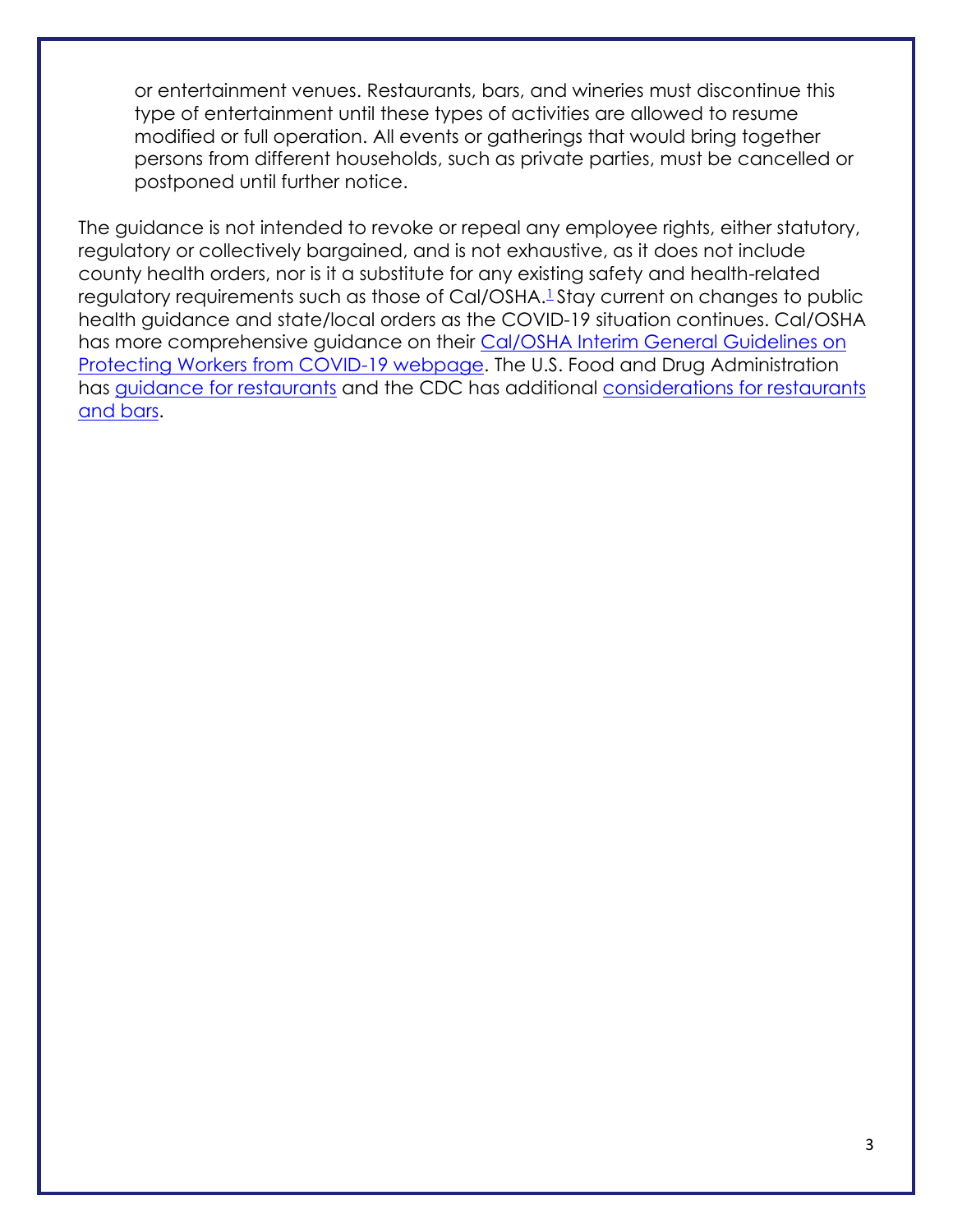or entertainment venues. Restaurants, bars, and wineries must discontinue this type of entertainment until these types of activities are allowed to resume modified or full operation. All events or gatherings that would bring together persons from different households, such as private parties, must be cancelled or postponed until further notice.

The guidance is not intended to revoke or repeal any employee rights, either statutory, regulatory or collectively bargained, and is not exhaustive, as it does not include county health orders, nor is it a substitute for any existing safety and health-related regulatory requirements such as those of Cal/OSHA.[1] Stay current on changes to public health guidance and state/local orders as the COVID-19 situation continues. Cal/OSHA has more comprehensive guidance on their Cal/OSHA Interim General Guidelines on Protecting Workers from COVID-19 webpage. The U.S. Food and Drug Administration has guidance for restaurants and the CDC has additional considerations for restaurants and bars.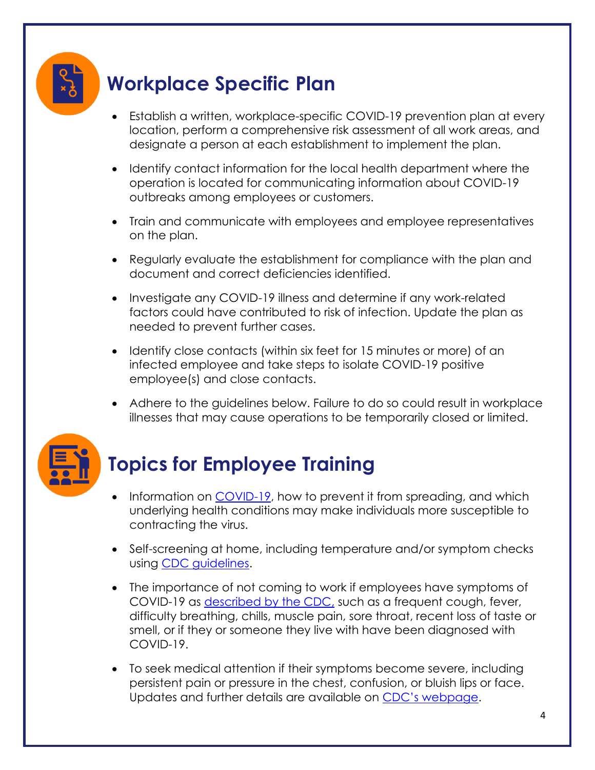## Workplace Specific Plan

- Establish a written, workplace-specific COVID-19 prevention plan at every location, perform a comprehensive risk assessment of all work areas, and designate a person at each establishment to implement the plan.
- Identify contact information for the local health department where the operation is located for communicating information about COVID-19 outbreaks among employees or customers.
- Train and communicate with employees and employee representatives on the plan.
- Regularly evaluate the establishment for compliance with the plan and document and correct deficiencies identified.
- Investigate any COVID-19 illness and determine if any work-related factors could have contributed to risk of infection. Update the plan as needed to prevent further cases.
- Identify close contacts (within six feet for 15 minutes or more) of an infected employee and take steps to isolate COVID-19 positive employee(s) and close contacts.
- Adhere to the guidelines below. Failure to do so could result in workplace illnesses that may cause operations to be temporarily closed or limited.

## Topics for Employee Training

- Information on COVID-19, how to prevent it from spreading, and which underlying health conditions may make individuals more susceptible to contracting the virus.
- Self-screening at home, including temperature and/or symptom checks using CDC guidelines.
- The importance of not coming to work if employees have symptoms of COVID-19 as described by the CDC, such as a frequent cough, fever, difficulty breathing, chills, muscle pain, sore throat, recent loss of taste or smell, or if they or someone they live with have been diagnosed with COVID-19.
- To seek medical attention if their symptoms become severe, including persistent pain or pressure in the chest, confusion, or bluish lips or face. Updates and further details are available on CDC's webpage.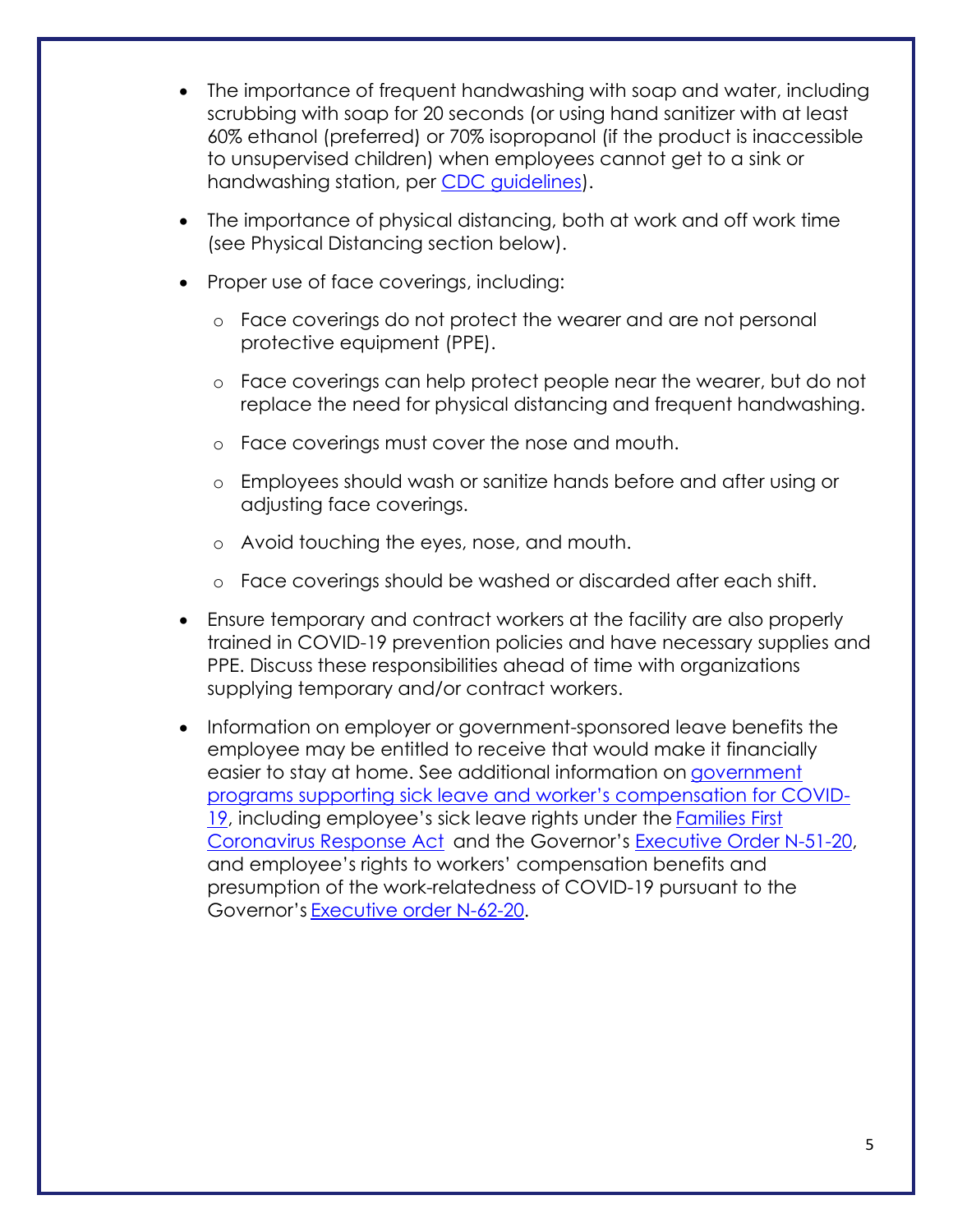- The importance of frequent handwashing with soap and water, including scrubbing with soap for 20 seconds (or using hand sanitizer with at least 60% ethanol (preferred) or 70% isopropanol (if the product is inaccessible to unsupervised children) when employees cannot get to a sink or handwashing station, per [CDC guidelines]).
- The importance of physical distancing, both at work and off work time (see Physical Distancing section below).
- Proper use of face coverings, including:
  - Face coverings do not protect the wearer and are not personal protective equipment (PPE).
  - Face coverings can help protect people near the wearer, but do not replace the need for physical distancing and frequent handwashing.
  - Face coverings must cover the nose and mouth.
  - Employees should wash or sanitize hands before and after using or adjusting face coverings.
  - Avoid touching the eyes, nose, and mouth.
  - Face coverings should be washed or discarded after each shift.
- Ensure temporary and contract workers at the facility are also properly trained in COVID-19 prevention policies and have necessary supplies and PPE. Discuss these responsibilities ahead of time with organizations supplying temporary and/or contract workers.
- Information on employer or government-sponsored leave benefits the employee may be entitled to receive that would make it financially easier to stay at home. See additional information on [government programs supporting sick leave and worker's compensation for COVID-19], including employee's sick leave rights under the [Families First Coronavirus Response Act] and the Governor's [Executive Order N-51-20], and employee's rights to workers' compensation benefits and presumption of the work-relatedness of COVID-19 pursuant to the Governor's [Executive order N-62-20].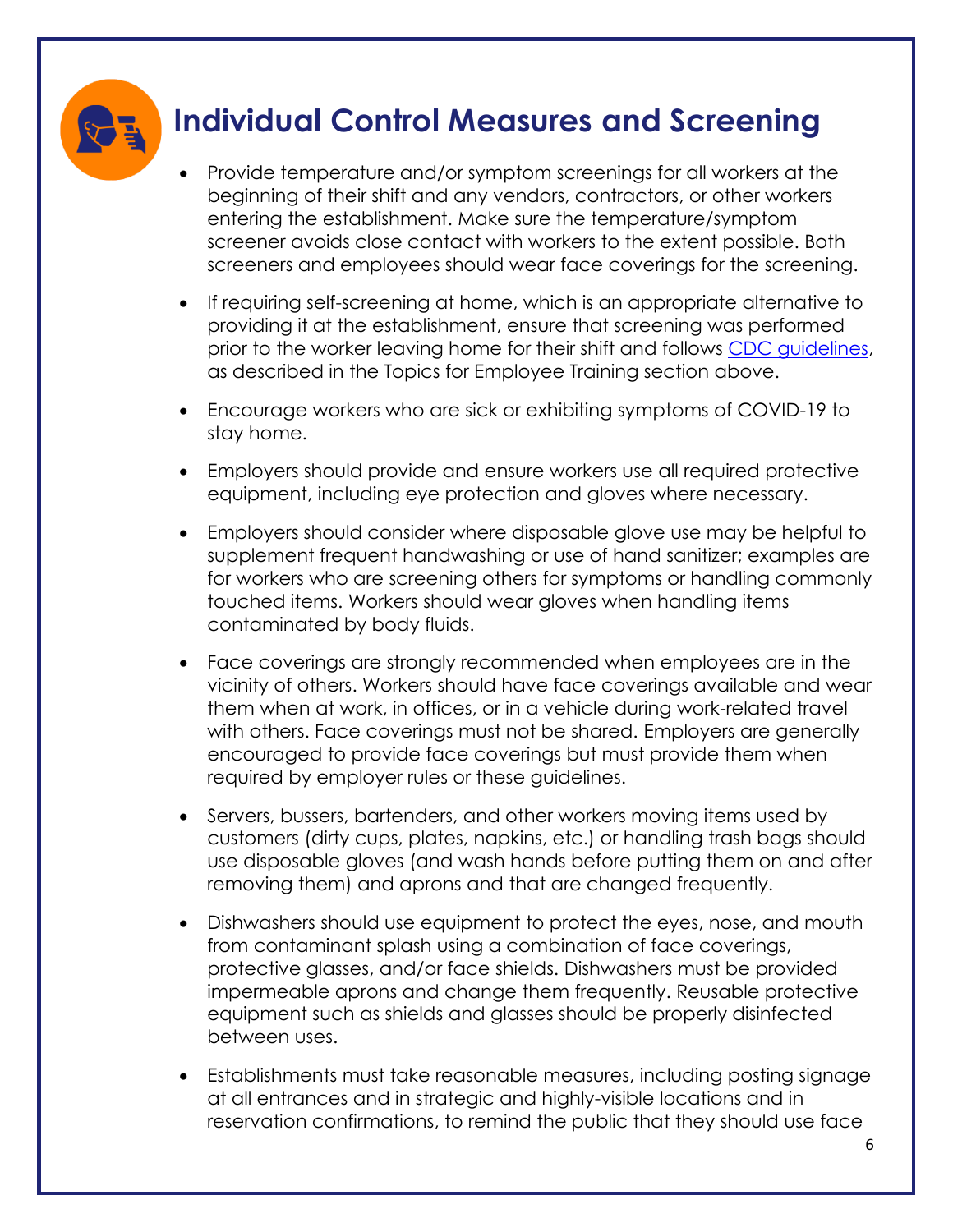## Individual Control Measures and Screening

- Provide temperature and/or symptom screenings for all workers at the beginning of their shift and any vendors, contractors, or other workers entering the establishment. Make sure the temperature/symptom screener avoids close contact with workers to the extent possible. Both screeners and employees should wear face coverings for the screening.
- If requiring self-screening at home, which is an appropriate alternative to providing it at the establishment, ensure that screening was performed prior to the worker leaving home for their shift and follows CDC guidelines, as described in the Topics for Employee Training section above.
- Encourage workers who are sick or exhibiting symptoms of COVID-19 to stay home.
- Employers should provide and ensure workers use all required protective equipment, including eye protection and gloves where necessary.
- Employers should consider where disposable glove use may be helpful to supplement frequent handwashing or use of hand sanitizer; examples are for workers who are screening others for symptoms or handling commonly touched items. Workers should wear gloves when handling items contaminated by body fluids.
- Face coverings are strongly recommended when employees are in the vicinity of others. Workers should have face coverings available and wear them when at work, in offices, or in a vehicle during work-related travel with others. Face coverings must not be shared. Employers are generally encouraged to provide face coverings but must provide them when required by employer rules or these guidelines.
- Servers, bussers, bartenders, and other workers moving items used by customers (dirty cups, plates, napkins, etc.) or handling trash bags should use disposable gloves (and wash hands before putting them on and after removing them) and aprons and that are changed frequently.
- Dishwashers should use equipment to protect the eyes, nose, and mouth from contaminant splash using a combination of face coverings, protective glasses, and/or face shields. Dishwashers must be provided impermeable aprons and change them frequently. Reusable protective equipment such as shields and glasses should be properly disinfected between uses.
- Establishments must take reasonable measures, including posting signage at all entrances and in strategic and highly-visible locations and in reservation confirmations, to remind the public that they should use face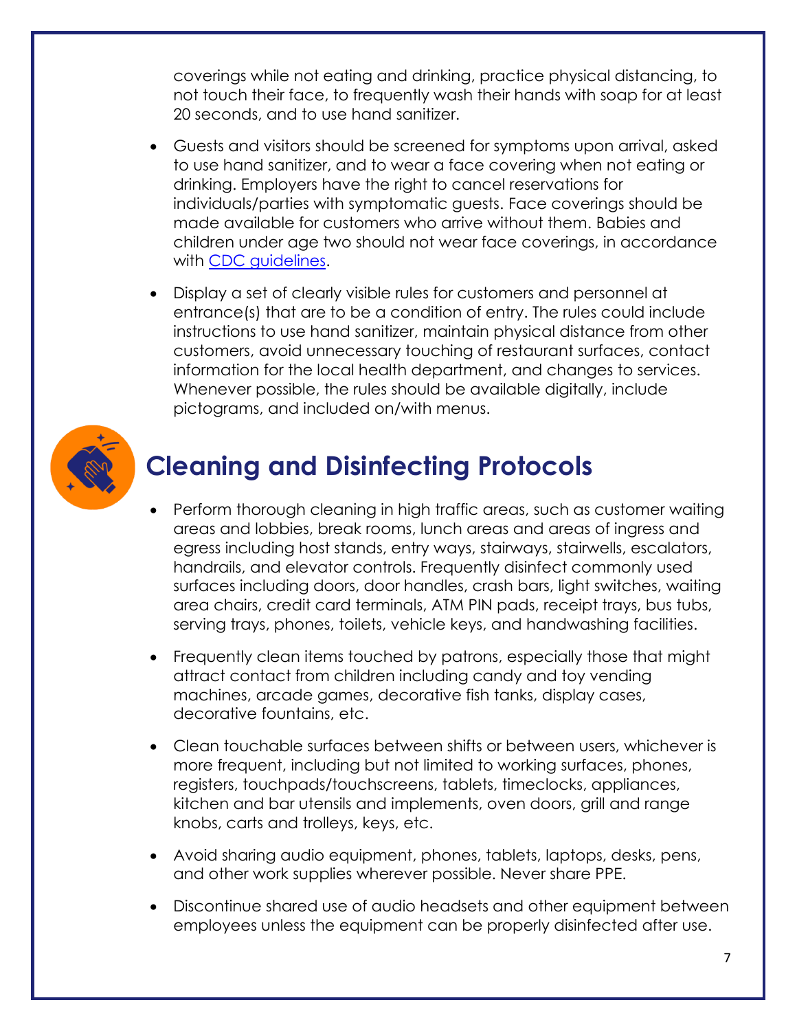coverings while not eating and drinking, practice physical distancing, to not touch their face, to frequently wash their hands with soap for at least 20 seconds, and to use hand sanitizer.

- Guests and visitors should be screened for symptoms upon arrival, asked to use hand sanitizer, and to wear a face covering when not eating or drinking. Employers have the right to cancel reservations for individuals/parties with symptomatic guests. Face coverings should be made available for customers who arrive without them. Babies and children under age two should not wear face coverings, in accordance with CDC guidelines.

- Display a set of clearly visible rules for customers and personnel at entrance(s) that are to be a condition of entry. The rules could include instructions to use hand sanitizer, maintain physical distance from other customers, avoid unnecessary touching of restaurant surfaces, contact information for the local health department, and changes to services. Whenever possible, the rules should be available digitally, include pictograms, and included on/with menus.

## Cleaning and Disinfecting Protocols

- Perform thorough cleaning in high traffic areas, such as customer waiting areas and lobbies, break rooms, lunch areas and areas of ingress and egress including host stands, entry ways, stairways, stairwells, escalators, handrails, and elevator controls. Frequently disinfect commonly used surfaces including doors, door handles, crash bars, light switches, waiting area chairs, credit card terminals, ATM PIN pads, receipt trays, bus tubs, serving trays, phones, toilets, vehicle keys, and handwashing facilities.

- Frequently clean items touched by patrons, especially those that might attract contact from children including candy and toy vending machines, arcade games, decorative fish tanks, display cases, decorative fountains, etc.

- Clean touchable surfaces between shifts or between users, whichever is more frequent, including but not limited to working surfaces, phones, registers, touchpads/touchscreens, tablets, timeclocks, appliances, kitchen and bar utensils and implements, oven doors, grill and range knobs, carts and trolleys, keys, etc.

- Avoid sharing audio equipment, phones, tablets, laptops, desks, pens, and other work supplies wherever possible. Never share PPE.

- Discontinue shared use of audio headsets and other equipment between employees unless the equipment can be properly disinfected after use.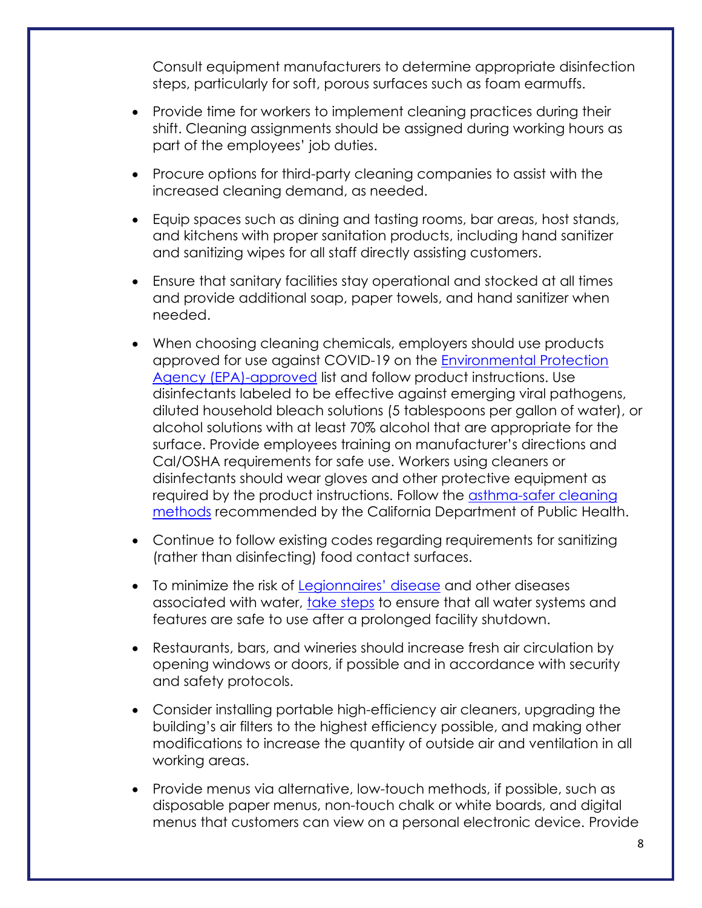Consult equipment manufacturers to determine appropriate disinfection steps, particularly for soft, porous surfaces such as foam earmuffs.

- Provide time for workers to implement cleaning practices during their shift. Cleaning assignments should be assigned during working hours as part of the employees' job duties.
- Procure options for third-party cleaning companies to assist with the increased cleaning demand, as needed.
- Equip spaces such as dining and tasting rooms, bar areas, host stands, and kitchens with proper sanitation products, including hand sanitizer and sanitizing wipes for all staff directly assisting customers.
- Ensure that sanitary facilities stay operational and stocked at all times and provide additional soap, paper towels, and hand sanitizer when needed.
- When choosing cleaning chemicals, employers should use products approved for use against COVID-19 on the Environmental Protection Agency (EPA)-approved list and follow product instructions. Use disinfectants labeled to be effective against emerging viral pathogens, diluted household bleach solutions (5 tablespoons per gallon of water), or alcohol solutions with at least 70% alcohol that are appropriate for the surface. Provide employees training on manufacturer's directions and Cal/OSHA requirements for safe use. Workers using cleaners or disinfectants should wear gloves and other protective equipment as required by the product instructions. Follow the asthma-safer cleaning methods recommended by the California Department of Public Health.
- Continue to follow existing codes regarding requirements for sanitizing (rather than disinfecting) food contact surfaces.
- To minimize the risk of Legionnaires' disease and other diseases associated with water, take steps to ensure that all water systems and features are safe to use after a prolonged facility shutdown.
- Restaurants, bars, and wineries should increase fresh air circulation by opening windows or doors, if possible and in accordance with security and safety protocols.
- Consider installing portable high-efficiency air cleaners, upgrading the building's air filters to the highest efficiency possible, and making other modifications to increase the quantity of outside air and ventilation in all working areas.
- Provide menus via alternative, low-touch methods, if possible, such as disposable paper menus, non-touch chalk or white boards, and digital menus that customers can view on a personal electronic device. Provide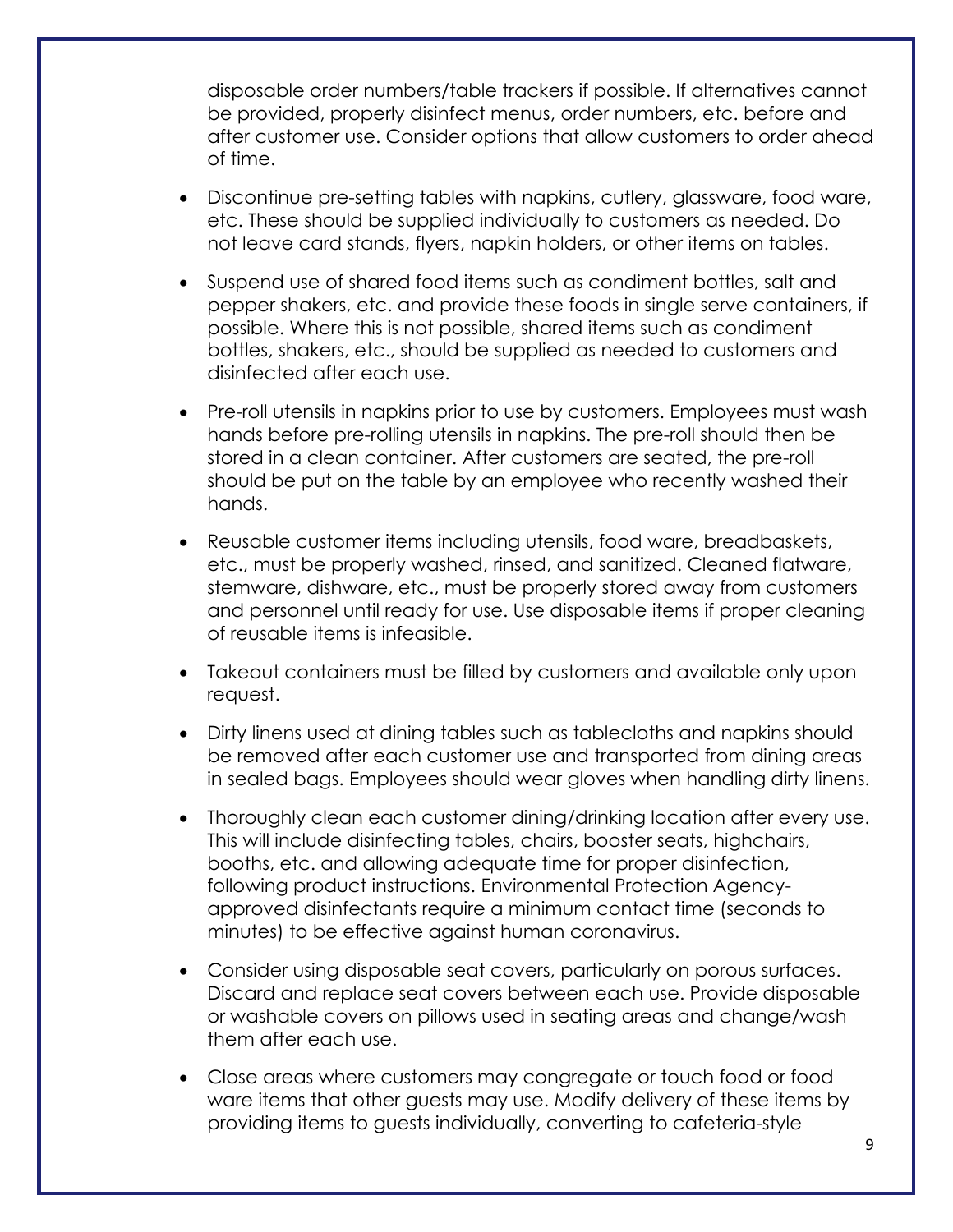disposable order numbers/table trackers if possible. If alternatives cannot be provided, properly disinfect menus, order numbers, etc. before and after customer use. Consider options that allow customers to order ahead of time.

- Discontinue pre-setting tables with napkins, cutlery, glassware, food ware, etc. These should be supplied individually to customers as needed. Do not leave card stands, flyers, napkin holders, or other items on tables.
- Suspend use of shared food items such as condiment bottles, salt and pepper shakers, etc. and provide these foods in single serve containers, if possible. Where this is not possible, shared items such as condiment bottles, shakers, etc., should be supplied as needed to customers and disinfected after each use.
- Pre-roll utensils in napkins prior to use by customers. Employees must wash hands before pre-rolling utensils in napkins. The pre-roll should then be stored in a clean container. After customers are seated, the pre-roll should be put on the table by an employee who recently washed their hands.
- Reusable customer items including utensils, food ware, breadbaskets, etc., must be properly washed, rinsed, and sanitized. Cleaned flatware, stemware, dishware, etc., must be properly stored away from customers and personnel until ready for use. Use disposable items if proper cleaning of reusable items is infeasible.
- Takeout containers must be filled by customers and available only upon request.
- Dirty linens used at dining tables such as tablecloths and napkins should be removed after each customer use and transported from dining areas in sealed bags. Employees should wear gloves when handling dirty linens.
- Thoroughly clean each customer dining/drinking location after every use. This will include disinfecting tables, chairs, booster seats, highchairs, booths, etc. and allowing adequate time for proper disinfection, following product instructions. Environmental Protection Agency-approved disinfectants require a minimum contact time (seconds to minutes) to be effective against human coronavirus.
- Consider using disposable seat covers, particularly on porous surfaces. Discard and replace seat covers between each use. Provide disposable or washable covers on pillows used in seating areas and change/wash them after each use.
- Close areas where customers may congregate or touch food or food ware items that other guests may use. Modify delivery of these items by providing items to guests individually, converting to cafeteria-style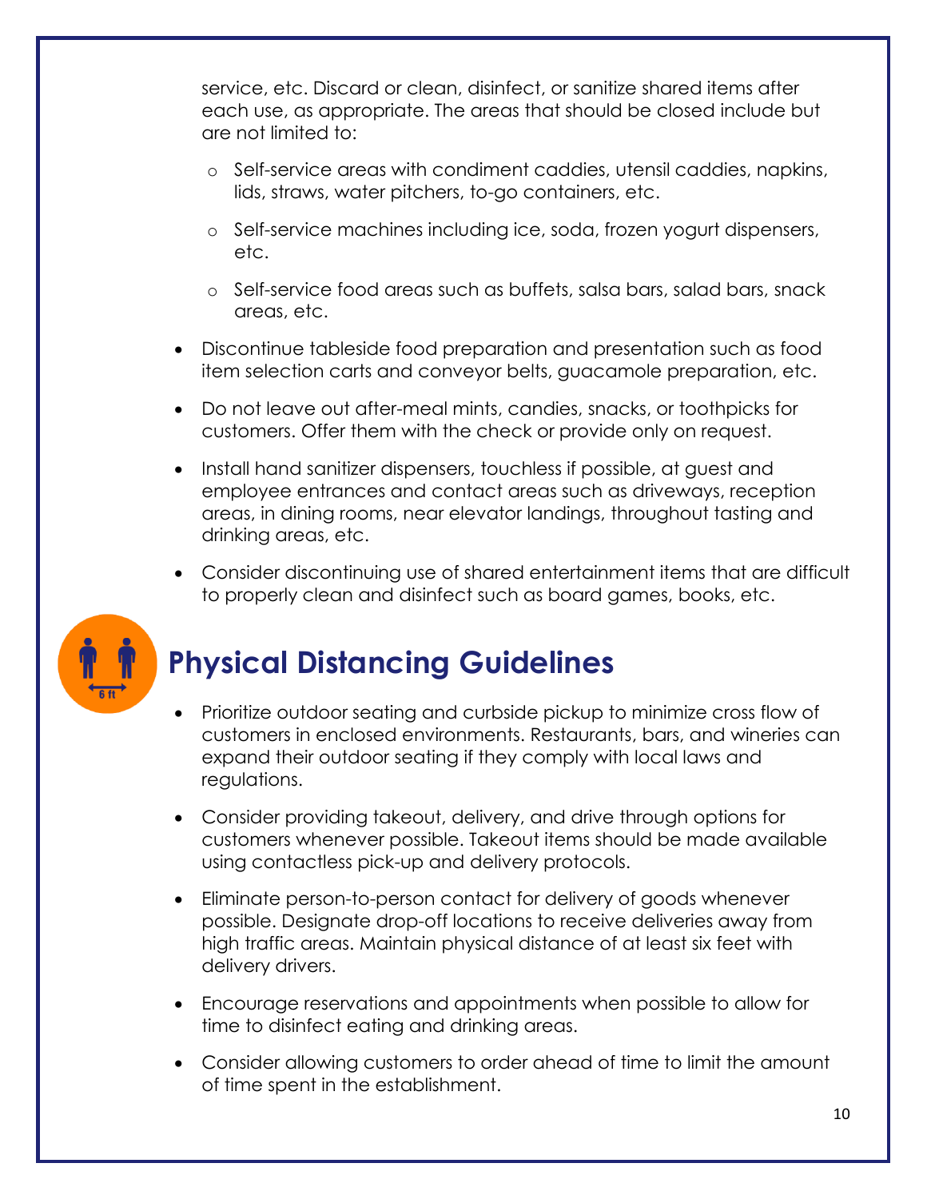service, etc. Discard or clean, disinfect, or sanitize shared items after each use, as appropriate. The areas that should be closed include but are not limited to:

  - Self-service areas with condiment caddies, utensil caddies, napkins, lids, straws, water pitchers, to-go containers, etc.
  - Self-service machines including ice, soda, frozen yogurt dispensers, etc.
  - Self-service food areas such as buffets, salsa bars, salad bars, snack areas, etc.

- Discontinue tableside food preparation and presentation such as food item selection carts and conveyor belts, guacamole preparation, etc.
- Do not leave out after-meal mints, candies, snacks, or toothpicks for customers. Offer them with the check or provide only on request.
- Install hand sanitizer dispensers, touchless if possible, at guest and employee entrances and contact areas such as driveways, reception areas, in dining rooms, near elevator landings, throughout tasting and drinking areas, etc.
- Consider discontinuing use of shared entertainment items that are difficult to properly clean and disinfect such as board games, books, etc.

## Physical Distancing Guidelines

- Prioritize outdoor seating and curbside pickup to minimize cross flow of customers in enclosed environments. Restaurants, bars, and wineries can expand their outdoor seating if they comply with local laws and regulations.
- Consider providing takeout, delivery, and drive through options for customers whenever possible. Takeout items should be made available using contactless pick-up and delivery protocols.
- Eliminate person-to-person contact for delivery of goods whenever possible. Designate drop-off locations to receive deliveries away from high traffic areas. Maintain physical distance of at least six feet with delivery drivers.
- Encourage reservations and appointments when possible to allow for time to disinfect eating and drinking areas.
- Consider allowing customers to order ahead of time to limit the amount of time spent in the establishment.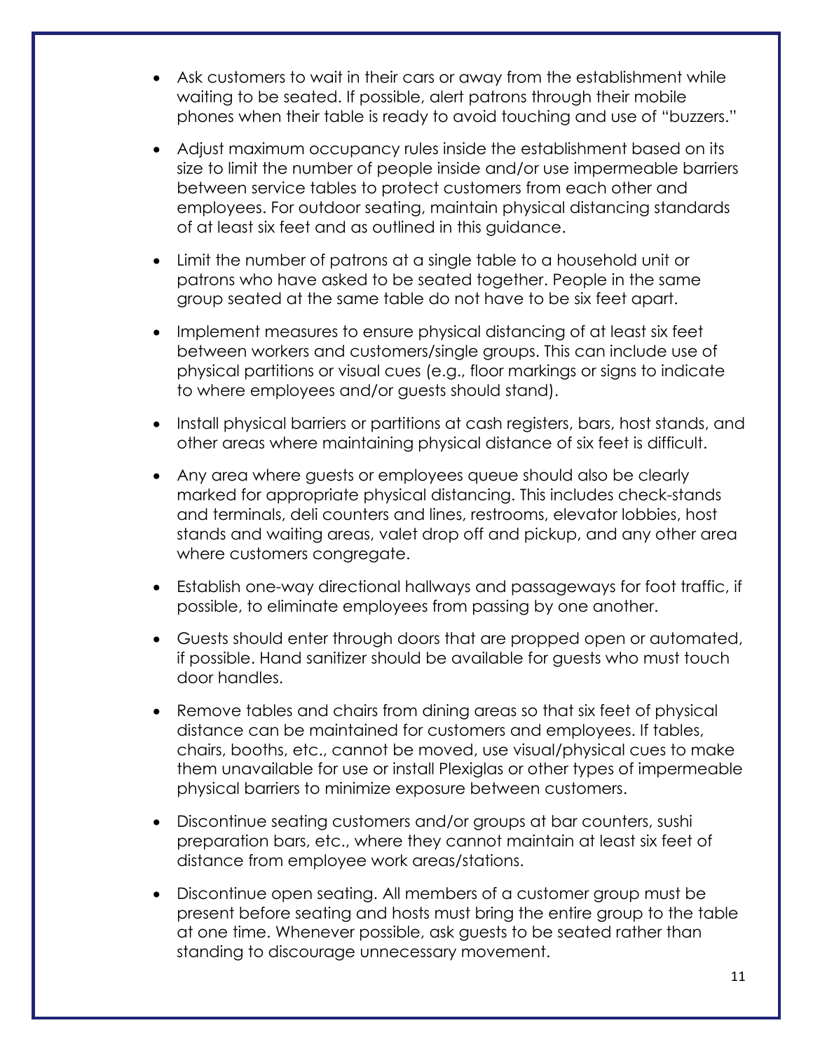- Ask customers to wait in their cars or away from the establishment while waiting to be seated. If possible, alert patrons through their mobile phones when their table is ready to avoid touching and use of "buzzers."
- Adjust maximum occupancy rules inside the establishment based on its size to limit the number of people inside and/or use impermeable barriers between service tables to protect customers from each other and employees. For outdoor seating, maintain physical distancing standards of at least six feet and as outlined in this guidance.
- Limit the number of patrons at a single table to a household unit or patrons who have asked to be seated together. People in the same group seated at the same table do not have to be six feet apart.
- Implement measures to ensure physical distancing of at least six feet between workers and customers/single groups. This can include use of physical partitions or visual cues (e.g., floor markings or signs to indicate to where employees and/or guests should stand).
- Install physical barriers or partitions at cash registers, bars, host stands, and other areas where maintaining physical distance of six feet is difficult.
- Any area where guests or employees queue should also be clearly marked for appropriate physical distancing. This includes check-stands and terminals, deli counters and lines, restrooms, elevator lobbies, host stands and waiting areas, valet drop off and pickup, and any other area where customers congregate.
- Establish one-way directional hallways and passageways for foot traffic, if possible, to eliminate employees from passing by one another.
- Guests should enter through doors that are propped open or automated, if possible. Hand sanitizer should be available for guests who must touch door handles.
- Remove tables and chairs from dining areas so that six feet of physical distance can be maintained for customers and employees. If tables, chairs, booths, etc., cannot be moved, use visual/physical cues to make them unavailable for use or install Plexiglas or other types of impermeable physical barriers to minimize exposure between customers.
- Discontinue seating customers and/or groups at bar counters, sushi preparation bars, etc., where they cannot maintain at least six feet of distance from employee work areas/stations.
- Discontinue open seating. All members of a customer group must be present before seating and hosts must bring the entire group to the table at one time. Whenever possible, ask guests to be seated rather than standing to discourage unnecessary movement.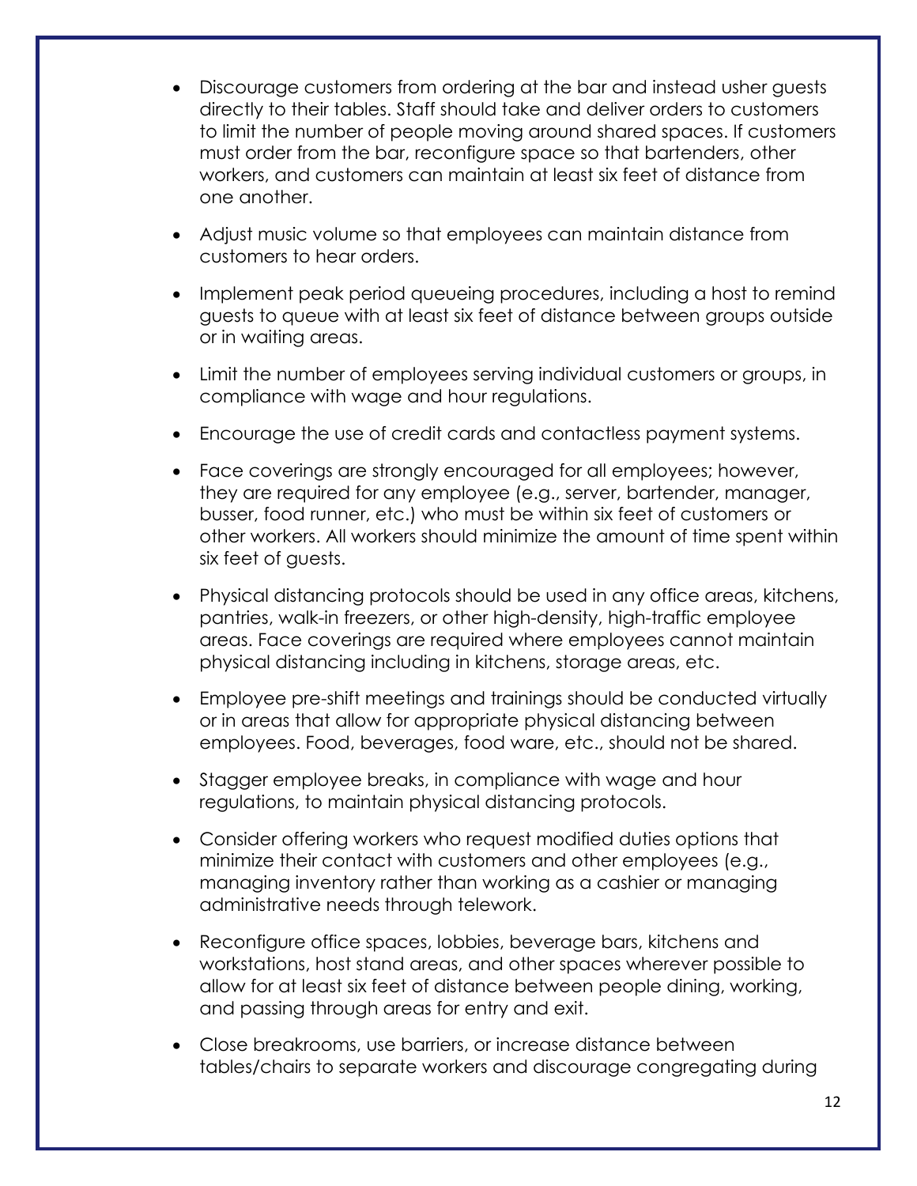- Discourage customers from ordering at the bar and instead usher guests directly to their tables. Staff should take and deliver orders to customers to limit the number of people moving around shared spaces. If customers must order from the bar, reconfigure space so that bartenders, other workers, and customers can maintain at least six feet of distance from one another.
- Adjust music volume so that employees can maintain distance from customers to hear orders.
- Implement peak period queueing procedures, including a host to remind guests to queue with at least six feet of distance between groups outside or in waiting areas.
- Limit the number of employees serving individual customers or groups, in compliance with wage and hour regulations.
- Encourage the use of credit cards and contactless payment systems.
- Face coverings are strongly encouraged for all employees; however, they are required for any employee (e.g., server, bartender, manager, busser, food runner, etc.) who must be within six feet of customers or other workers. All workers should minimize the amount of time spent within six feet of guests.
- Physical distancing protocols should be used in any office areas, kitchens, pantries, walk-in freezers, or other high-density, high-traffic employee areas. Face coverings are required where employees cannot maintain physical distancing including in kitchens, storage areas, etc.
- Employee pre-shift meetings and trainings should be conducted virtually or in areas that allow for appropriate physical distancing between employees. Food, beverages, food ware, etc., should not be shared.
- Stagger employee breaks, in compliance with wage and hour regulations, to maintain physical distancing protocols.
- Consider offering workers who request modified duties options that minimize their contact with customers and other employees (e.g., managing inventory rather than working as a cashier or managing administrative needs through telework.
- Reconfigure office spaces, lobbies, beverage bars, kitchens and workstations, host stand areas, and other spaces wherever possible to allow for at least six feet of distance between people dining, working, and passing through areas for entry and exit.
- Close breakrooms, use barriers, or increase distance between tables/chairs to separate workers and discourage congregating during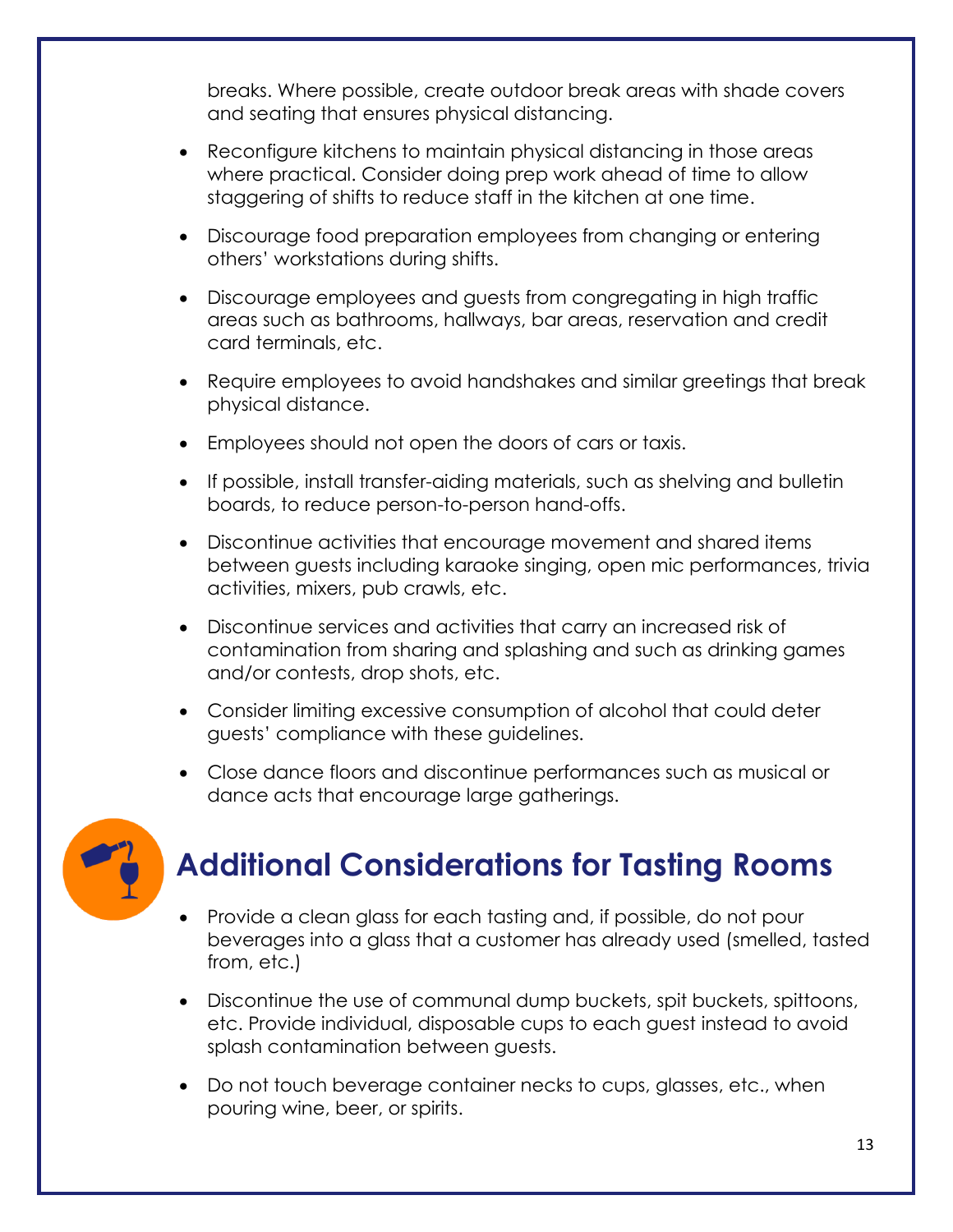breaks. Where possible, create outdoor break areas with shade covers and seating that ensures physical distancing.

- Reconfigure kitchens to maintain physical distancing in those areas where practical. Consider doing prep work ahead of time to allow staggering of shifts to reduce staff in the kitchen at one time.
- Discourage food preparation employees from changing or entering others' workstations during shifts.
- Discourage employees and guests from congregating in high traffic areas such as bathrooms, hallways, bar areas, reservation and credit card terminals, etc.
- Require employees to avoid handshakes and similar greetings that break physical distance.
- Employees should not open the doors of cars or taxis.
- If possible, install transfer-aiding materials, such as shelving and bulletin boards, to reduce person-to-person hand-offs.
- Discontinue activities that encourage movement and shared items between guests including karaoke singing, open mic performances, trivia activities, mixers, pub crawls, etc.
- Discontinue services and activities that carry an increased risk of contamination from sharing and splashing and such as drinking games and/or contests, drop shots, etc.
- Consider limiting excessive consumption of alcohol that could deter guests' compliance with these guidelines.
- Close dance floors and discontinue performances such as musical or dance acts that encourage large gatherings.

## Additional Considerations for Tasting Rooms

- Provide a clean glass for each tasting and, if possible, do not pour beverages into a glass that a customer has already used (smelled, tasted from, etc.)
- Discontinue the use of communal dump buckets, spit buckets, spittoons, etc. Provide individual, disposable cups to each guest instead to avoid splash contamination between guests.
- Do not touch beverage container necks to cups, glasses, etc., when pouring wine, beer, or spirits.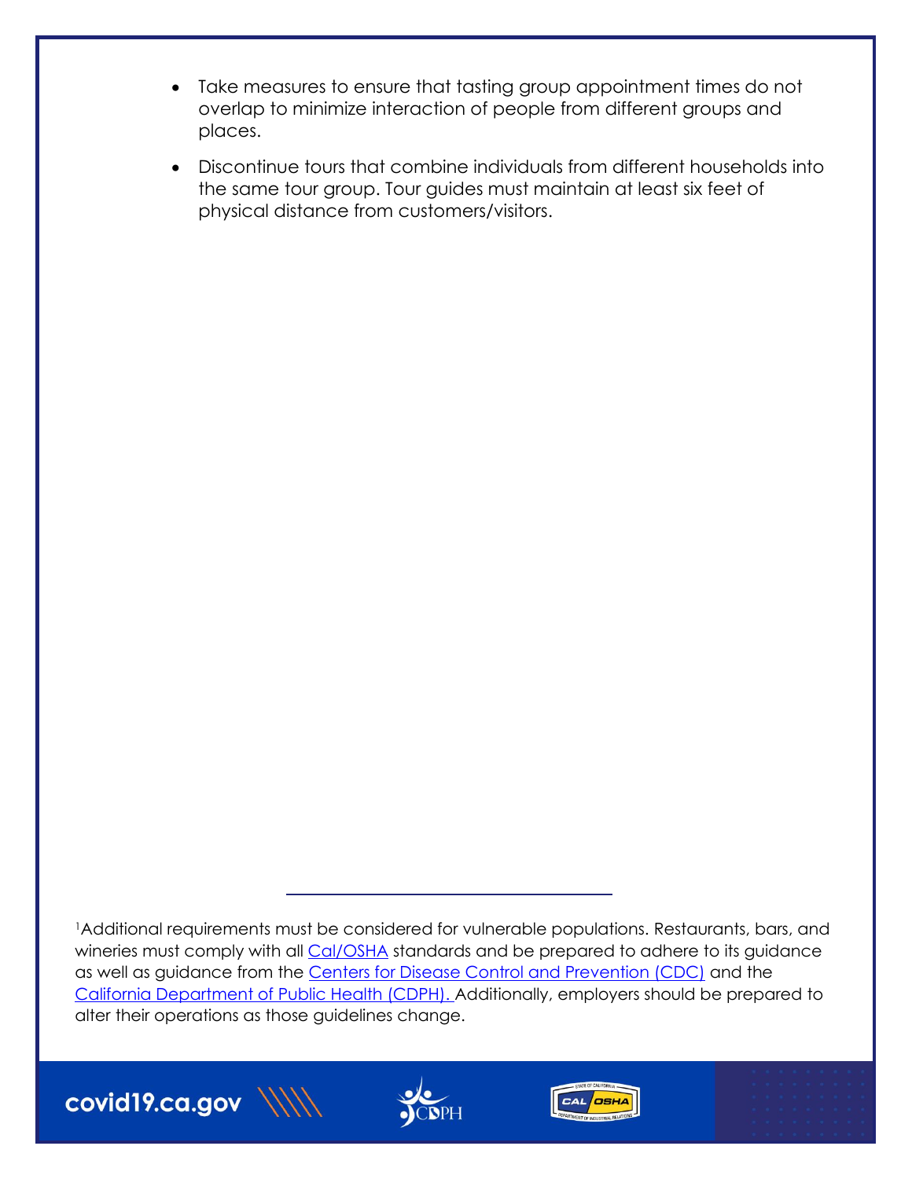- Take measures to ensure that tasting group appointment times do not overlap to minimize interaction of people from different groups and places.
- Discontinue tours that combine individuals from different households into the same tour group. Tour guides must maintain at least six feet of physical distance from customers/visitors.

---

[1]Additional requirements must be considered for vulnerable populations. Restaurants, bars, and wineries must comply with all Cal/OSHA standards and be prepared to adhere to its guidance as well as guidance from the Centers for Disease Control and Prevention (CDC) and the California Department of Public Health (CDPH). Additionally, employers should be prepared to alter their operations as those guidelines change.